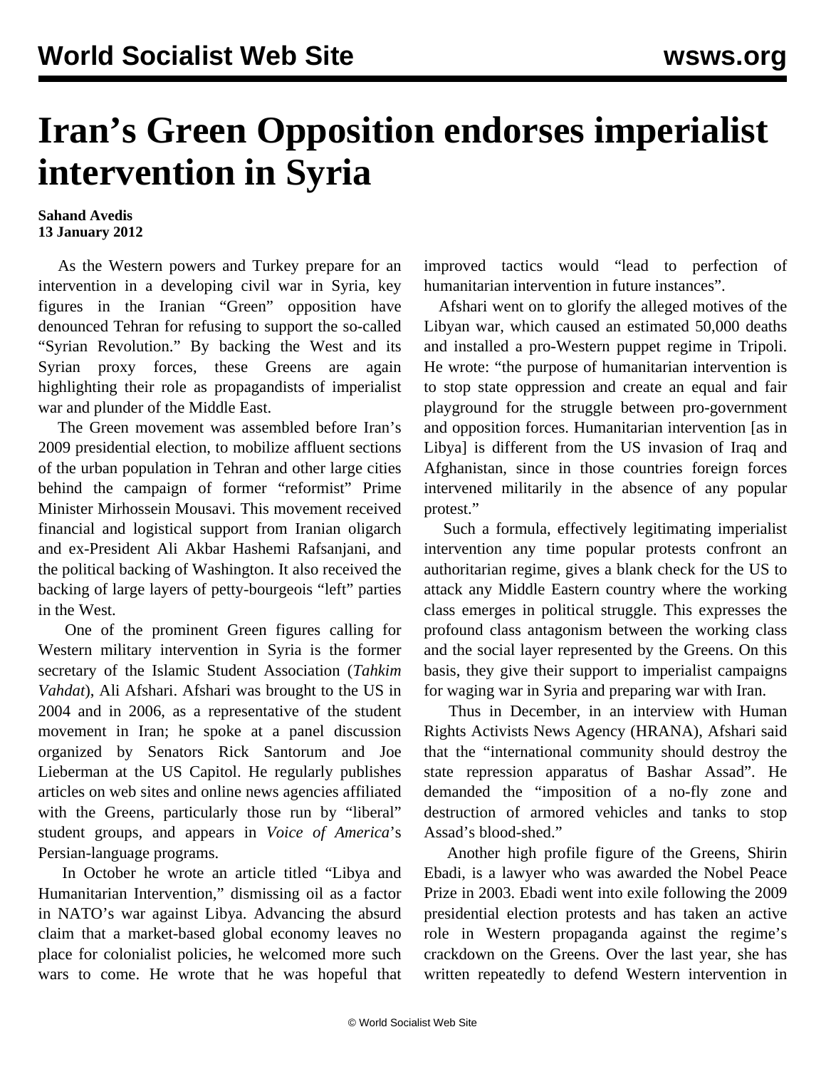# Iran's Green Opposition endorses imperialist intervention in Syria

**Sahand Avedis**
**13 January 2012**

As the Western powers and Turkey prepare for an intervention in a developing civil war in Syria, key figures in the Iranian "Green" opposition have denounced Tehran for refusing to support the so-called "Syrian Revolution." By backing the West and its Syrian proxy forces, these Greens are again highlighting their role as propagandists of imperialist war and plunder of the Middle East.

The Green movement was assembled before Iran's 2009 presidential election, to mobilize affluent sections of the urban population in Tehran and other large cities behind the campaign of former "reformist" Prime Minister Mirhossein Mousavi. This movement received financial and logistical support from Iranian oligarch and ex-President Ali Akbar Hashemi Rafsanjani, and the political backing of Washington. It also received the backing of large layers of petty-bourgeois "left" parties in the West.

One of the prominent Green figures calling for Western military intervention in Syria is the former secretary of the Islamic Student Association (*Tahkim Vahdat*), Ali Afshari. Afshari was brought to the US in 2004 and in 2006, as a representative of the student movement in Iran; he spoke at a panel discussion organized by Senators Rick Santorum and Joe Lieberman at the US Capitol. He regularly publishes articles on web sites and online news agencies affiliated with the Greens, particularly those run by "liberal" student groups, and appears in *Voice of America*'s Persian-language programs.

In October he wrote an article titled "Libya and Humanitarian Intervention," dismissing oil as a factor in NATO's war against Libya. Advancing the absurd claim that a market-based global economy leaves no place for colonialist policies, he welcomed more such wars to come. He wrote that he was hopeful that improved tactics would "lead to perfection of humanitarian intervention in future instances".

Afshari went on to glorify the alleged motives of the Libyan war, which caused an estimated 50,000 deaths and installed a pro-Western puppet regime in Tripoli. He wrote: "the purpose of humanitarian intervention is to stop state oppression and create an equal and fair playground for the struggle between pro-government and opposition forces. Humanitarian intervention [as in Libya] is different from the US invasion of Iraq and Afghanistan, since in those countries foreign forces intervened militarily in the absence of any popular protest."

Such a formula, effectively legitimating imperialist intervention any time popular protests confront an authoritarian regime, gives a blank check for the US to attack any Middle Eastern country where the working class emerges in political struggle. This expresses the profound class antagonism between the working class and the social layer represented by the Greens. On this basis, they give their support to imperialist campaigns for waging war in Syria and preparing war with Iran.

Thus in December, in an interview with Human Rights Activists News Agency (HRANA), Afshari said that the "international community should destroy the state repression apparatus of Bashar Assad". He demanded the "imposition of a no-fly zone and destruction of armored vehicles and tanks to stop Assad's blood-shed."

Another high profile figure of the Greens, Shirin Ebadi, is a lawyer who was awarded the Nobel Peace Prize in 2003. Ebadi went into exile following the 2009 presidential election protests and has taken an active role in Western propaganda against the regime's crackdown on the Greens. Over the last year, she has written repeatedly to defend Western intervention in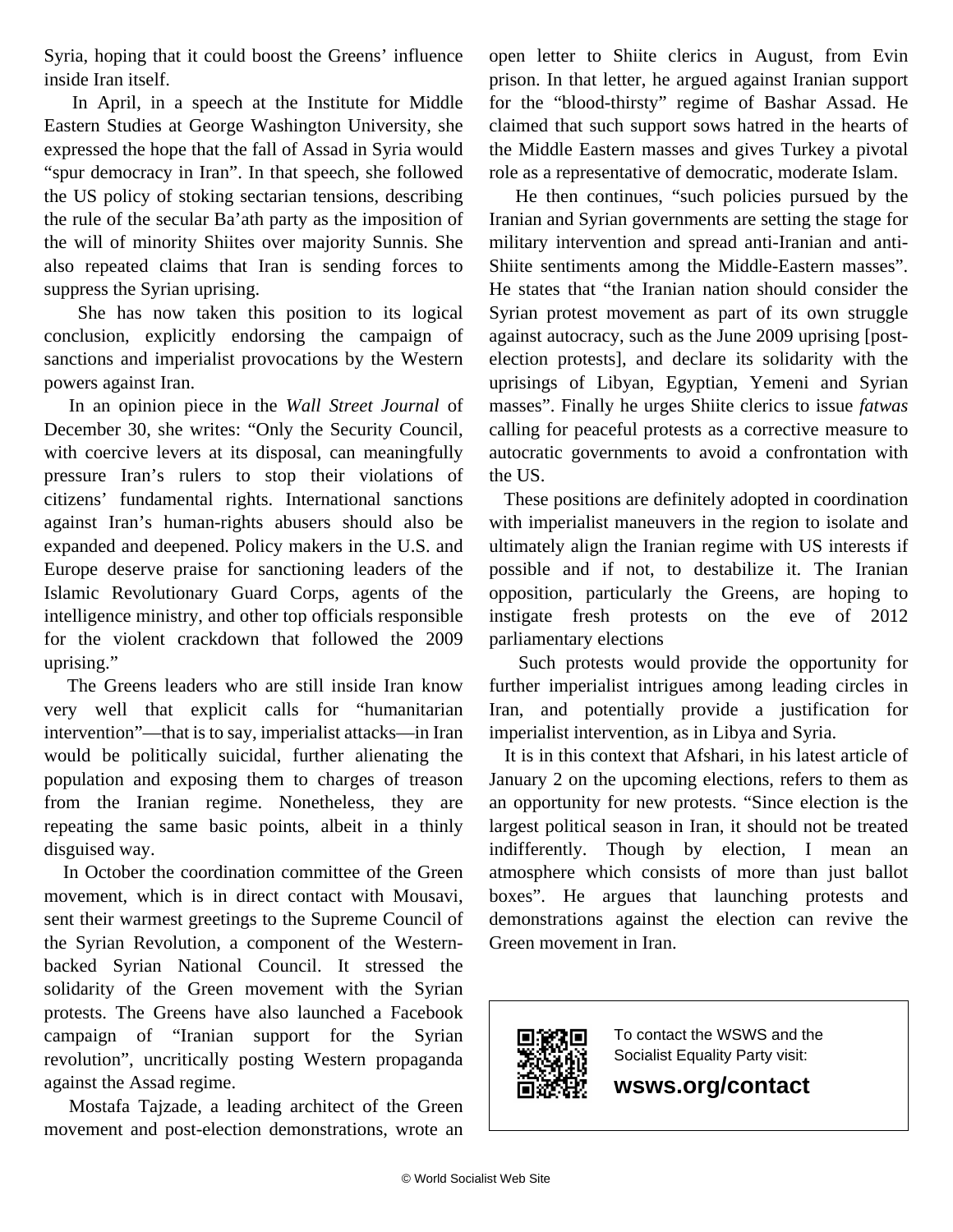Syria, hoping that it could boost the Greens' influence inside Iran itself.

In April, in a speech at the Institute for Middle Eastern Studies at George Washington University, she expressed the hope that the fall of Assad in Syria would "spur democracy in Iran". In that speech, she followed the US policy of stoking sectarian tensions, describing the rule of the secular Ba'ath party as the imposition of the will of minority Shiites over majority Sunnis. She also repeated claims that Iran is sending forces to suppress the Syrian uprising.

She has now taken this position to its logical conclusion, explicitly endorsing the campaign of sanctions and imperialist provocations by the Western powers against Iran.

In an opinion piece in the *Wall Street Journal* of December 30, she writes: "Only the Security Council, with coercive levers at its disposal, can meaningfully pressure Iran's rulers to stop their violations of citizens' fundamental rights. International sanctions against Iran's human-rights abusers should also be expanded and deepened. Policy makers in the U.S. and Europe deserve praise for sanctioning leaders of the Islamic Revolutionary Guard Corps, agents of the intelligence ministry, and other top officials responsible for the violent crackdown that followed the 2009 uprising."

The Greens leaders who are still inside Iran know very well that explicit calls for "humanitarian intervention"—that is to say, imperialist attacks—in Iran would be politically suicidal, further alienating the population and exposing them to charges of treason from the Iranian regime. Nonetheless, they are repeating the same basic points, albeit in a thinly disguised way.

In October the coordination committee of the Green movement, which is in direct contact with Mousavi, sent their warmest greetings to the Supreme Council of the Syrian Revolution, a component of the Western-backed Syrian National Council. It stressed the solidarity of the Green movement with the Syrian protests. The Greens have also launched a Facebook campaign of "Iranian support for the Syrian revolution", uncritically posting Western propaganda against the Assad regime.

Mostafa Tajzade, a leading architect of the Green movement and post-election demonstrations, wrote an open letter to Shiite clerics in August, from Evin prison. In that letter, he argued against Iranian support for the "blood-thirsty" regime of Bashar Assad. He claimed that such support sows hatred in the hearts of the Middle Eastern masses and gives Turkey a pivotal role as a representative of democratic, moderate Islam.

He then continues, "such policies pursued by the Iranian and Syrian governments are setting the stage for military intervention and spread anti-Iranian and anti-Shiite sentiments among the Middle-Eastern masses". He states that "the Iranian nation should consider the Syrian protest movement as part of its own struggle against autocracy, such as the June 2009 uprising [post-election protests], and declare its solidarity with the uprisings of Libyan, Egyptian, Yemeni and Syrian masses". Finally he urges Shiite clerics to issue *fatwas* calling for peaceful protests as a corrective measure to autocratic governments to avoid a confrontation with the US.

These positions are definitely adopted in coordination with imperialist maneuvers in the region to isolate and ultimately align the Iranian regime with US interests if possible and if not, to destabilize it. The Iranian opposition, particularly the Greens, are hoping to instigate fresh protests on the eve of 2012 parliamentary elections

Such protests would provide the opportunity for further imperialist intrigues among leading circles in Iran, and potentially provide a justification for imperialist intervention, as in Libya and Syria.

It is in this context that Afshari, in his latest article of January 2 on the upcoming elections, refers to them as an opportunity for new protests. "Since election is the largest political season in Iran, it should not be treated indifferently. Though by election, I mean an atmosphere which consists of more than just ballot boxes". He argues that launching protests and demonstrations against the election can revive the Green movement in Iran.

To contact the WSWS and the Socialist Equality Party visit:

**wsws.org/contact**